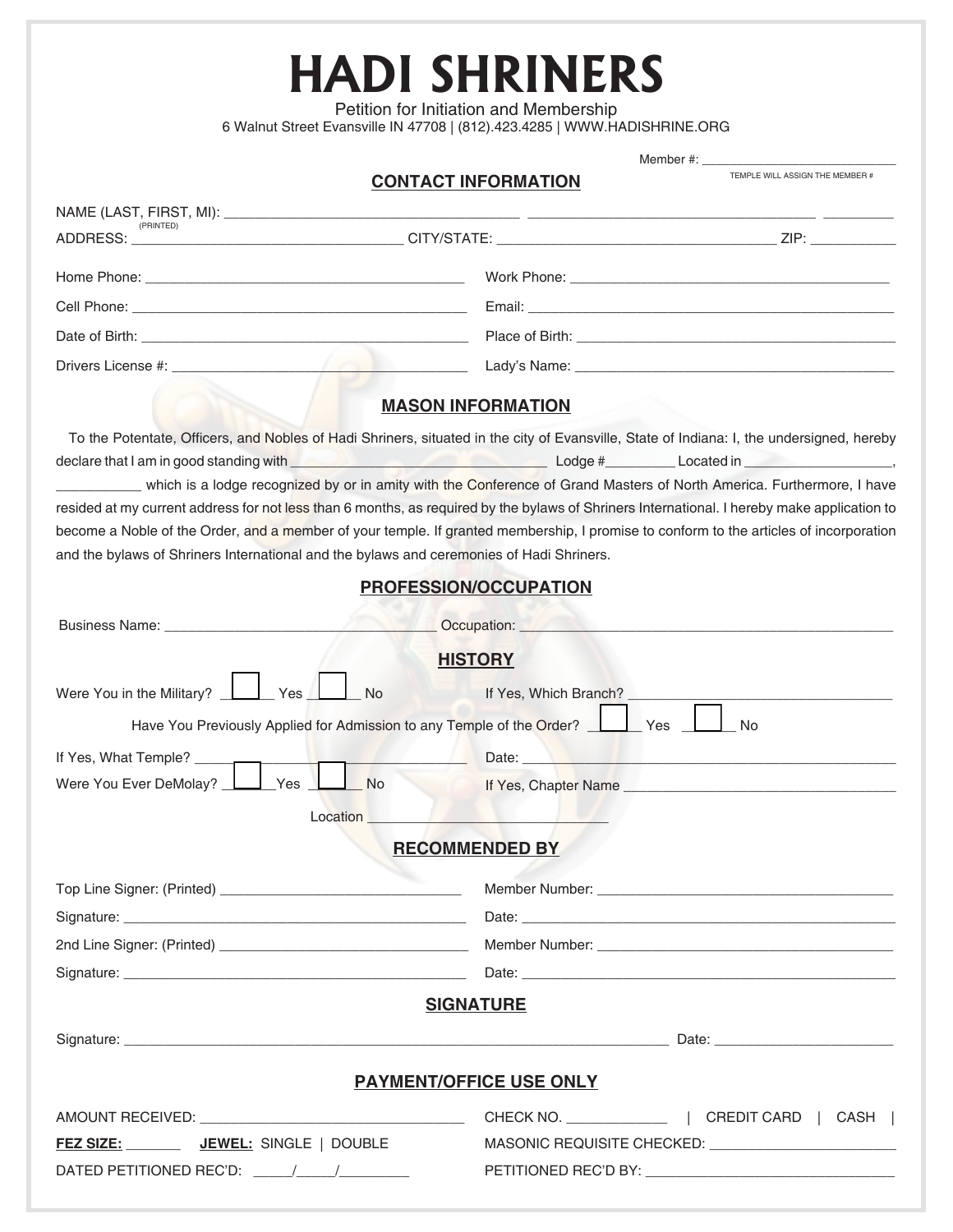# HADI SHRINERS

Petition for Initiation and Membership
6 Walnut Street Evansville IN 47708 | (812).423.4285 | WWW.HADISHRINE.ORG

Member #: ____________________________
TEMPLE WILL ASSIGN THE MEMBER #

## CONTACT INFORMATION

NAME (LAST, FIRST, MI): _____________________________________ _____________________________________ _________
(PRINTED)
ADDRESS: __________________________________ CITY/STATE: ___________________________________ ZIP: ___________

Home Phone: ________________________________________ Work Phone: ________________________________________

Cell Phone: ________________________________________ Email: ________________________________________

Date of Birth: ________________________________________ Place of Birth: ________________________________________

Drivers License #: ________________________________________ Lady's Name: ________________________________________

## MASON INFORMATION

To the Potentate, Officers, and Nobles of Hadi Shriners, situated in the city of Evansville, State of Indiana: I, the undersigned, hereby declare that I am in good standing with ________________________________ Lodge #_________ Located in ___________________, ___________ which is a lodge recognized by or in amity with the Conference of Grand Masters of North America. Furthermore, I have resided at my current address for not less than 6 months, as required by the bylaws of Shriners International. I hereby make application to become a Noble of the Order, and a member of your temple. If granted membership, I promise to conform to the articles of incorporation and the bylaws of Shriners International and the bylaws and ceremonies of Hadi Shriners.

## PROFESSION/OCCUPATION

Business Name: __________________________________ Occupation: ______________________________________________

## HISTORY

Were You in the Military? ☐ Yes ☐ No If Yes, Which Branch? ____________________________________

Have You Previously Applied for Admission to any Temple of the Order? ☐ Yes ☐ No

If Yes, What Temple? ________________________________________ Date: ________________________________________

Were You Ever DeMolay? ☐ Yes ☐ No If Yes, Chapter Name ____________________________________

Location ________________________________

## RECOMMENDED BY

Top Line Signer: (Printed) ______________________________ Member Number: ______________________________________

Signature: ______________________________________________ Date: ______________________________________________

2nd Line Signer: (Printed) ______________________________ Member Number: ______________________________________

Signature: ______________________________________________ Date: ______________________________________________

## SIGNATURE

Signature: ___________________________________________________________________ Date: ______________________

## PAYMENT/OFFICE USE ONLY

AMOUNT RECEIVED: __________________________________ CHECK NO. _____________ | CREDIT CARD | CASH |

**FEZ SIZE:** _______ **JEWEL:** SINGLE | DOUBLE MASONIC REQUISITE CHECKED: ________________________

DATED PETITIONED REC'D: _____/_____/_________ PETITIONED REC'D BY: ________________________________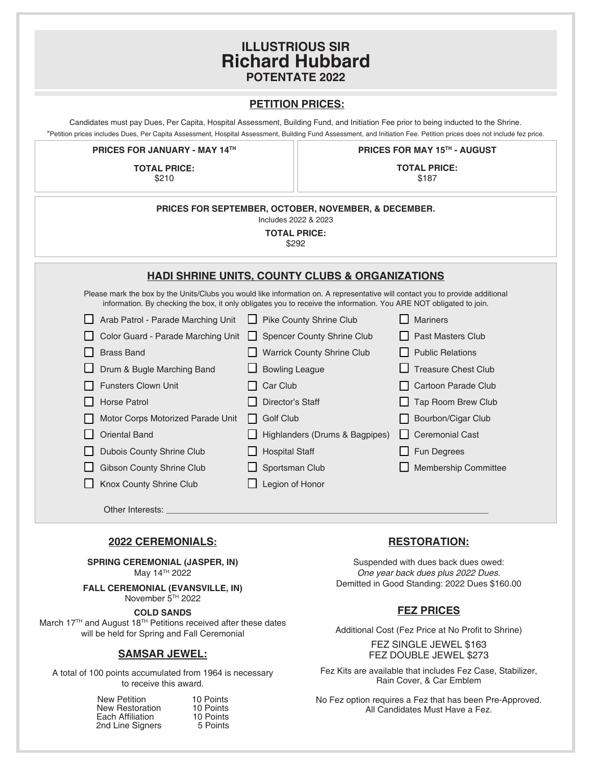# ILLUSTRIOUS SIR
# Richard Hubbard
## POTENTATE 2022

## PETITION PRICES:

Candidates must pay Dues, Per Capita, Hospital Assessment, Building Fund, and Initiation Fee prior to being inducted to the Shrine.

*Petition prices includes Dues, Per Capita Assessment, Hospital Assessment, Building Fund Assessment, and Initiation Fee. Petition prices does not include fez price.

| PRICES FOR JANUARY - MAY 14TH | PRICES FOR MAY 15TH - AUGUST |
|---|---|
| **TOTAL PRICE:** $210 | **TOTAL PRICE:** $187 |

**PRICES FOR SEPTEMBER, OCTOBER, NOVEMBER, & DECEMBER.**
Includes 2022 & 2023

**TOTAL PRICE:**
$292

## HADI SHRINE UNITS, COUNTY CLUBS & ORGANIZATIONS

Please mark the box by the Units/Clubs you would like information on. A representative will contact you to provide additional information. By checking the box, it only obligates you to receive the information. You ARE NOT obligated to join.

- ☐ Arab Patrol - Parade Marching Unit
- ☐ Color Guard - Parade Marching Unit
- ☐ Brass Band
- ☐ Drum & Bugle Marching Band
- ☐ Funsters Clown Unit
- ☐ Horse Patrol
- ☐ Motor Corps Motorized Parade Unit
- ☐ Oriental Band
- ☐ Dubois County Shrine Club
- ☐ Gibson County Shrine Club
- ☐ Knox County Shrine Club
- ☐ Pike County Shrine Club
- ☐ Spencer County Shrine Club
- ☐ Warrick County Shrine Club
- ☐ Bowling League
- ☐ Car Club
- ☐ Director's Staff
- ☐ Golf Club
- ☐ Highlanders (Drums & Bagpipes)
- ☐ Hospital Staff
- ☐ Sportsman Club
- ☐ Legion of Honor
- ☐ Mariners
- ☐ Past Masters Club
- ☐ Public Relations
- ☐ Treasure Chest Club
- ☐ Cartoon Parade Club
- ☐ Tap Room Brew Club
- ☐ Bourbon/Cigar Club
- ☐ Ceremonial Cast
- ☐ Fun Degrees
- ☐ Membership Committee

Other Interests: ____________________________________________

## 2022 CEREMONIALS:

**SPRING CEREMONIAL (JASPER, IN)**
May 14TH 2022

**FALL CEREMONIAL (EVANSVILLE, IN)**
November 5TH 2022

**COLD SANDS**
March 17TH and August 18TH Petitions received after these dates will be held for Spring and Fall Ceremonial

## SAMSAR JEWEL:

A total of 100 points accumulated from 1964 is necessary to receive this award.

| | |
|---|---|
| New Petition | 10 Points |
| New Restoration | 10 Points |
| Each Affiliation | 10 Points |
| 2nd Line Signers | 5 Points |

## RESTORATION:

Suspended with dues back dues owed:
*One year back dues plus 2022 Dues.*
Demitted in Good Standing: 2022 Dues $160.00

## FEZ PRICES

Additional Cost (Fez Price at No Profit to Shrine)

FEZ SINGLE JEWEL $163
FEZ DOUBLE JEWEL $273

Fez Kits are available that includes Fez Case, Stabilizer, Rain Cover, & Car Emblem

No Fez option requires a Fez that has been Pre-Approved. All Candidates Must Have a Fez.